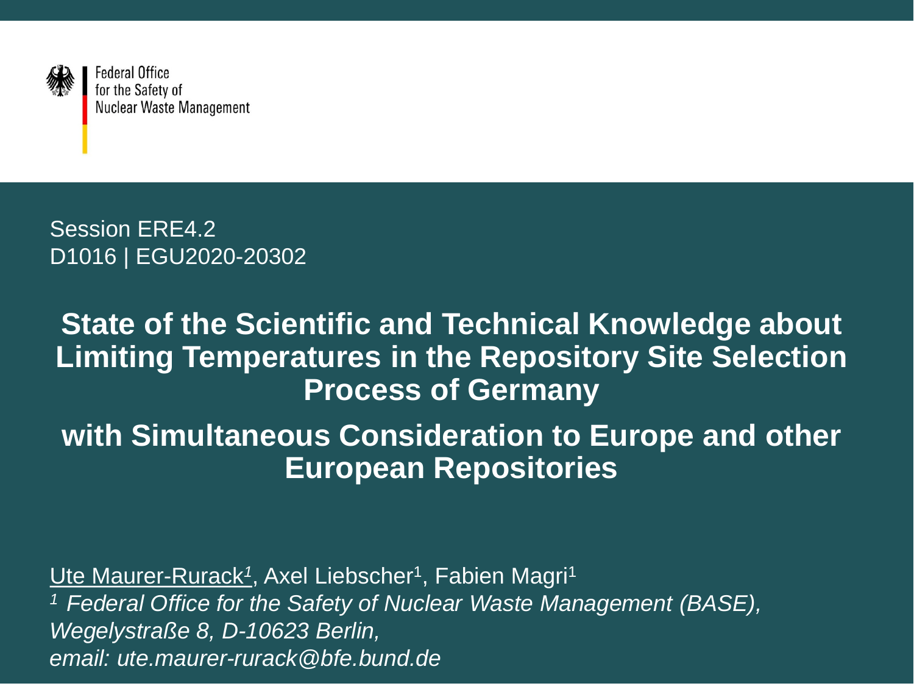Federal Office for the Safety of Nuclear Waste Management

Session ERE4.2
D1016 | EGU2020-20302

# State of the Scientific and Technical Knowledge about Limiting Temperatures in the Repository Site Selection Process of Germany

## with Simultaneous Consideration to Europe and other European Repositories

Ute Maurer-Rurack[1], Axel Liebscher[1], Fabien Magri[1]

[1] *Federal Office for the Safety of Nuclear Waste Management (BASE), Wegelystraße 8, D-10623 Berlin, email: ute.maurer-rurack@bfe.bund.de*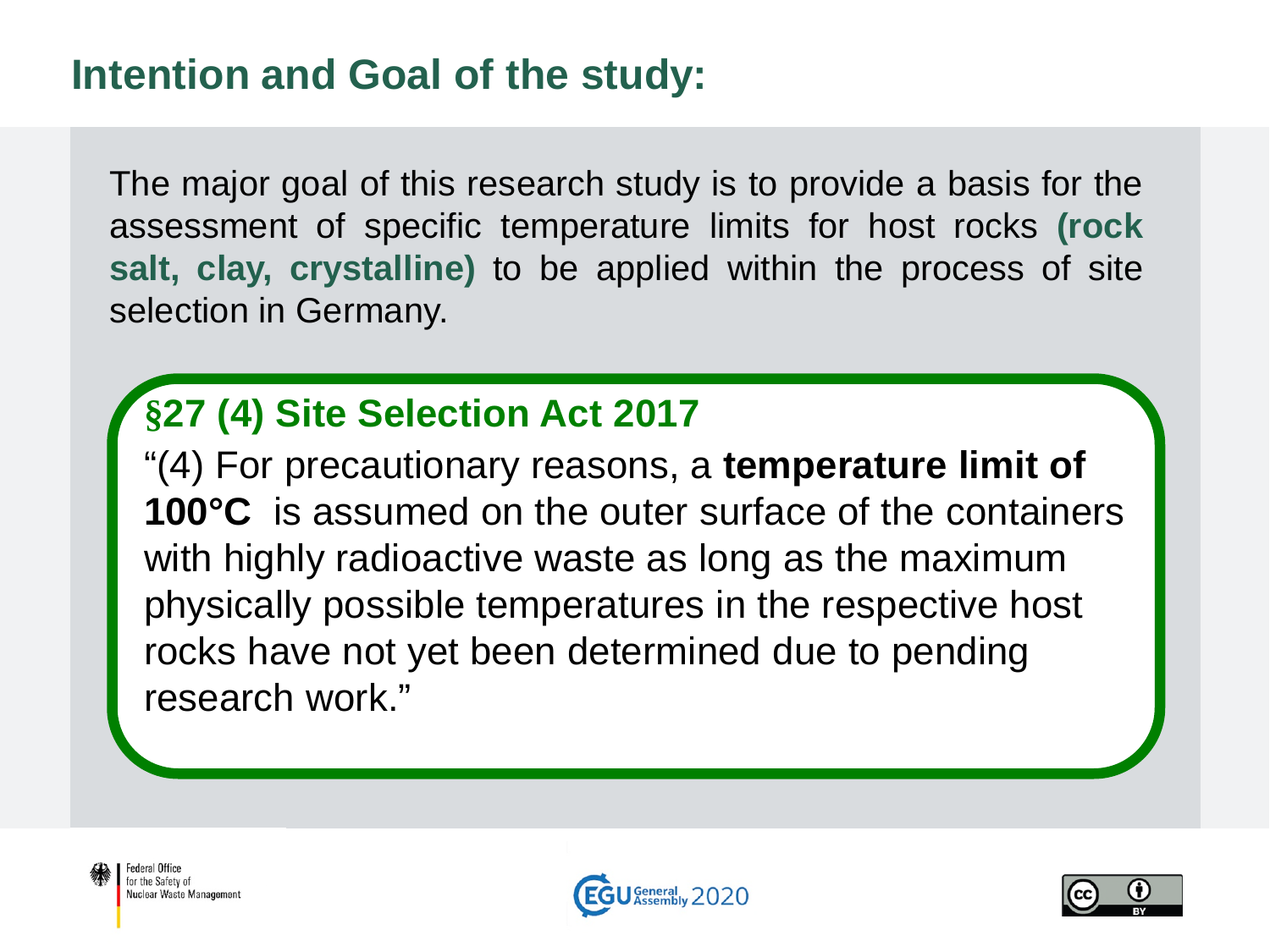# Intention and Goal of the study:

The major goal of this research study is to provide a basis for the assessment of specific temperature limits for host rocks **(rock salt, clay, crystalline)** to be applied within the process of site selection in Germany.

## §27 (4) Site Selection Act 2017

"(4) For precautionary reasons, a **temperature limit of 100°C** is assumed on the outer surface of the containers with highly radioactive waste as long as the maximum physically possible temperatures in the respective host rocks have not yet been determined due to pending research work."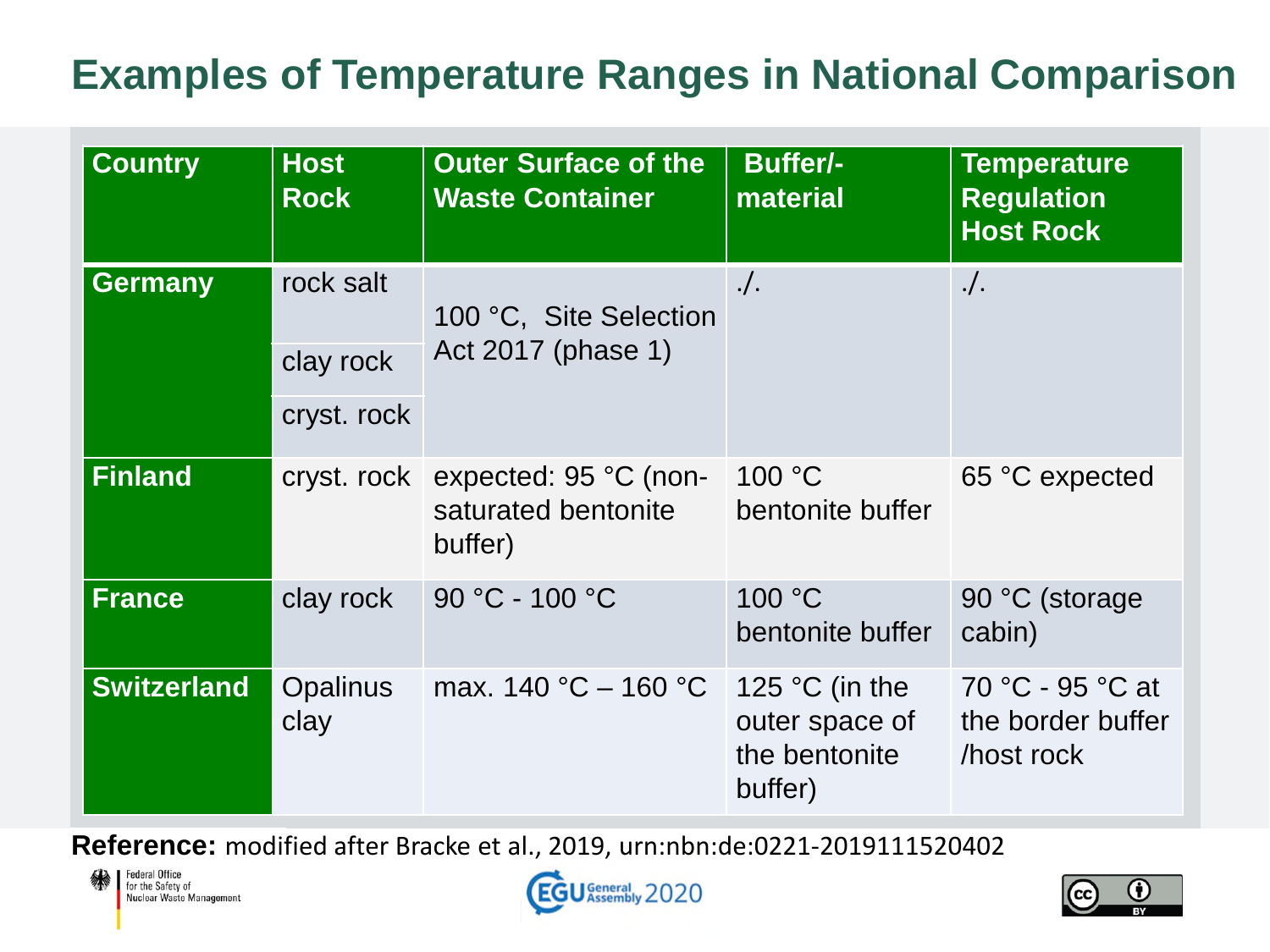# Examples of Temperature Ranges in National Comparison

| Country | Host Rock | Outer Surface of the Waste Container | Buffer/-material | Temperature Regulation Host Rock |
|---|---|---|---|---|
| Germany | rock salt | 100 °C, Site Selection Act 2017 (phase 1) | ./. | ./. |
| | clay rock | | | |
| | cryst. rock | | | |
| Finland | cryst. rock | expected: 95 °C (non-saturated bentonite buffer) | 100 °C bentonite buffer | 65 °C expected |
| France | clay rock | 90 °C - 100 °C | 100 °C bentonite buffer | 90 °C (storage cabin) |
| Switzerland | Opalinus clay | max. 140 °C – 160 °C | 125 °C (in the outer space of the bentonite buffer) | 70 °C - 95 °C at the border buffer /host rock |

**Reference:** modified after Bracke et al., 2019, urn:nbn:de:0221-2019111520402

Federal Office for the Safety of Nuclear Waste Management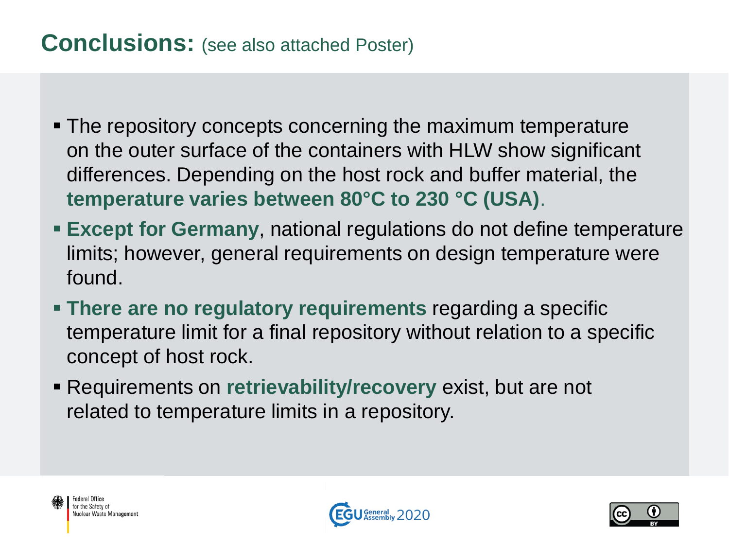## **Conclusions:** (see also attached Poster)

- The repository concepts concerning the maximum temperature on the outer surface of the containers with HLW show significant differences. Depending on the host rock and buffer material, the **temperature varies between 80°C to 230 °C (USA)**.
- **Except for Germany**, national regulations do not define temperature limits; however, general requirements on design temperature were found.
- **There are no regulatory requirements** regarding a specific temperature limit for a final repository without relation to a specific concept of host rock.
- Requirements on **retrievability/recovery** exist, but are not related to temperature limits in a repository.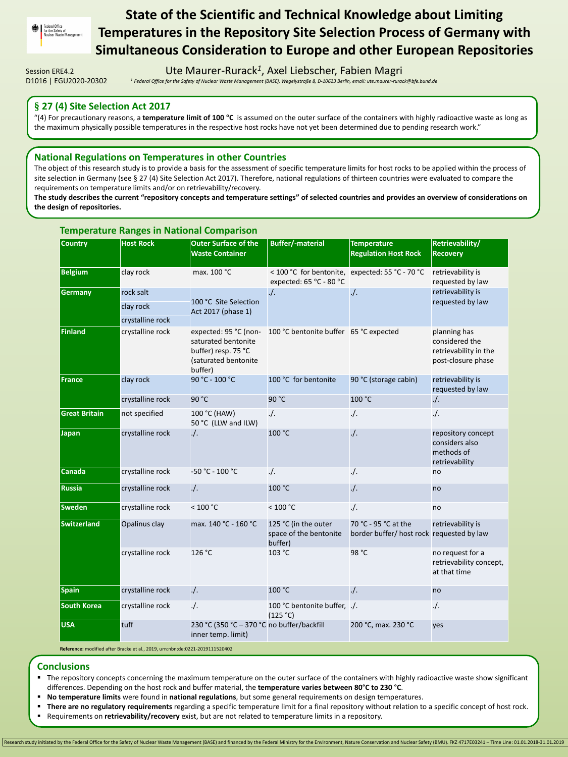# State of the Scientific and Technical Knowledge about Limiting Temperatures in the Repository Site Selection Process of Germany with Simultaneous Consideration to Europe and other European Repositories

Federal Office for the Safety of Nuclear Waste Management

Session ERE4.2
D1016 | EGU2020-20302

Ute Maurer-Rurack[1], Axel Liebscher, Fabien Magri

[1] Federal Office for the Safety of Nuclear Waste Management (BASE), Wegelystraße 8, D-10623 Berlin, email: ute.maurer-rurack@bfe.bund.de

## § 27 (4) Site Selection Act 2017

"(4) For precautionary reasons, a **temperature limit of 100 °C** is assumed on the outer surface of the containers with highly radioactive waste as long as the maximum physically possible temperatures in the respective host rocks have not yet been determined due to pending research work."

## National Regulations on Temperatures in other Countries

The object of this research study is to provide a basis for the assessment of specific temperature limits for host rocks to be applied within the process of site selection in Germany (see § 27 (4) Site Selection Act 2017). Therefore, national regulations of thirteen countries were evaluated to compare the requirements on temperature limits and/or on retrievability/recovery.

**The study describes the current "repository concepts and temperature settings" of selected countries and provides an overview of considerations on the design of repositories.**

## Temperature Ranges in National Comparison

| Country | Host Rock | Outer Surface of the Waste Container | Buffer/-material | Temperature Regulation Host Rock | Retrievability/ Recovery |
|---|---|---|---|---|---|
| **Belgium** | clay rock | max. 100 °C | < 100 °C for bentonite, expected: 65 °C - 80 °C | expected: 55 °C - 70 °C | retrievability is requested by law |
| **Germany** | rock salt | 100 °C Site Selection Act 2017 (phase 1) | ./. | ./. | retrievability is requested by law |
| | clay rock | | | | |
| | crystalline rock | | | | |
| **Finland** | crystalline rock | expected: 95 °C (non-saturated bentonite buffer) resp. 75 °C (saturated bentonite buffer) | 100 °C bentonite buffer | 65 °C expected | planning has considered the retrievability in the post-closure phase |
| **France** | clay rock | 90 °C - 100 °C | 100 °C for bentonite | 90 °C (storage cabin) | retrievability is requested by law |
| | crystalline rock | 90 °C | 90 °C | 100 °C | ./. |
| **Great Britain** | not specified | 100 °C (HAW)<br>50 °C (LLW and ILW) | ./. | ./. | ./. |
| **Japan** | crystalline rock | ./. | 100 °C | ./. | repository concept considers also methods of retrievability |
| **Canada** | crystalline rock | -50 °C - 100 °C | ./. | ./. | no |
| **Russia** | crystalline rock | ./. | 100 °C | ./. | no |
| **Sweden** | crystalline rock | < 100 °C | < 100 °C | ./. | no |
| **Switzerland** | Opalinus clay | max. 140 °C - 160 °C | 125 °C (in the outer space of the bentonite buffer) | 70 °C - 95 °C at the border buffer/ host rock | retrievability is requested by law |
| | crystalline rock | 126 °C | 103 °C | 98 °C | no request for a retrievability concept, at that time |
| **Spain** | crystalline rock | ./. | 100 °C | ./. | no |
| **South Korea** | crystalline rock | ./. | 100 °C bentonite buffer, (125 °C) | ./. | ./. |
| **USA** | tuff | 230 °C (350 °C – 370 °C inner temp. limit) | no buffer/backfill | 200 °C, max. 230 °C | yes |

**Reference:** modified after Bracke et al., 2019, urn:nbn:de:0221-2019111520402

## Conclusions

- The repository concepts concerning the maximum temperature on the outer surface of the containers with highly radioactive waste show significant differences. Depending on the host rock and buffer material, the **temperature varies between 80°C to 230 °C**.
- **No temperature limits** were found in **national regulations**, but some general requirements on design temperatures.
- **There are no regulatory requirements** regarding a specific temperature limit for a final repository without relation to a specific concept of host rock.
- Requirements on **retrievability/recovery** exist, but are not related to temperature limits in a repository.

Research study initiated by the Federal Office for the Safety of Nuclear Waste Management (BASE) and financed by the Federal Ministry for the Environment, Nature Conservation and Nuclear Safety (BMU). FKZ 4717E03241 – Time Line: 01.01.2018-31.01.2019